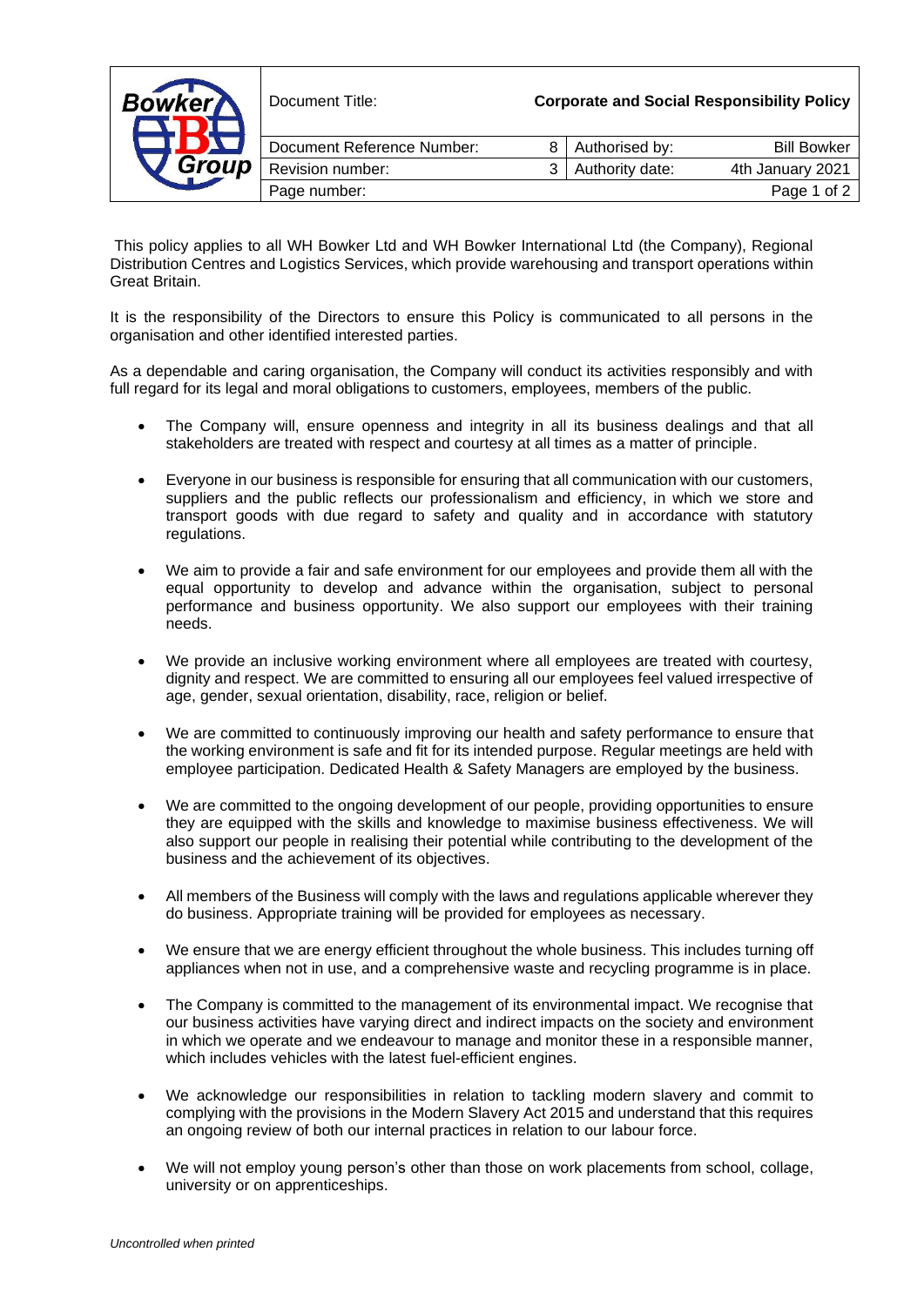| Document Title: | | Corporate and Social Responsibility Policy | |
|---|---|---|---|
| Document Reference Number: | 8 | Authorised by: | Bill Bowker |
| Revision number: | 3 | Authority date: | 4th January 2021 |

This policy applies to all WH Bowker Ltd and WH Bowker International Ltd (the Company), Regional Distribution Centres and Logistics Services, which provide warehousing and transport operations within Great Britain.

It is the responsibility of the Directors to ensure this Policy is communicated to all persons in the organisation and other identified interested parties.

As a dependable and caring organisation, the Company will conduct its activities responsibly and with full regard for its legal and moral obligations to customers, employees, members of the public.

- The Company will, ensure openness and integrity in all its business dealings and that all stakeholders are treated with respect and courtesy at all times as a matter of principle.
- Everyone in our business is responsible for ensuring that all communication with our customers, suppliers and the public reflects our professionalism and efficiency, in which we store and transport goods with due regard to safety and quality and in accordance with statutory regulations.
- We aim to provide a fair and safe environment for our employees and provide them all with the equal opportunity to develop and advance within the organisation, subject to personal performance and business opportunity. We also support our employees with their training needs.
- We provide an inclusive working environment where all employees are treated with courtesy, dignity and respect. We are committed to ensuring all our employees feel valued irrespective of age, gender, sexual orientation, disability, race, religion or belief.
- We are committed to continuously improving our health and safety performance to ensure that the working environment is safe and fit for its intended purpose. Regular meetings are held with employee participation. Dedicated Health & Safety Managers are employed by the business.
- We are committed to the ongoing development of our people, providing opportunities to ensure they are equipped with the skills and knowledge to maximise business effectiveness. We will also support our people in realising their potential while contributing to the development of the business and the achievement of its objectives.
- All members of the Business will comply with the laws and regulations applicable wherever they do business. Appropriate training will be provided for employees as necessary.
- We ensure that we are energy efficient throughout the whole business. This includes turning off appliances when not in use, and a comprehensive waste and recycling programme is in place.
- The Company is committed to the management of its environmental impact. We recognise that our business activities have varying direct and indirect impacts on the society and environment in which we operate and we endeavour to manage and monitor these in a responsible manner, which includes vehicles with the latest fuel-efficient engines.
- We acknowledge our responsibilities in relation to tackling modern slavery and commit to complying with the provisions in the Modern Slavery Act 2015 and understand that this requires an ongoing review of both our internal practices in relation to our labour force.
- We will not employ young person's other than those on work placements from school, collage, university or on apprenticeships.

*Uncontrolled when printed*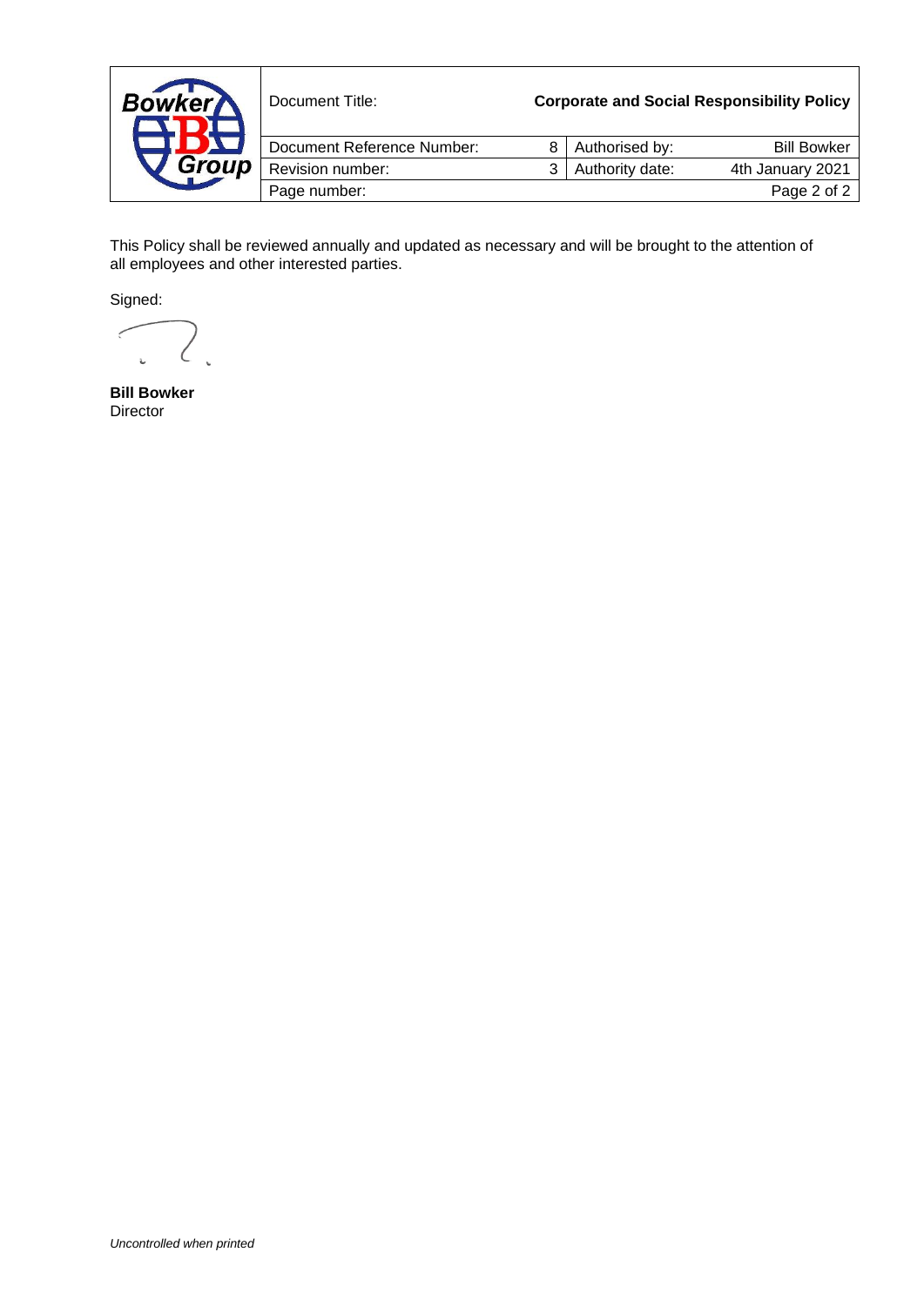This Policy shall be reviewed annually and updated as necessary and will be brought to the attention of all employees and other interested parties.

Signed:

**Bill Bowker**
Director

*Uncontrolled when printed*